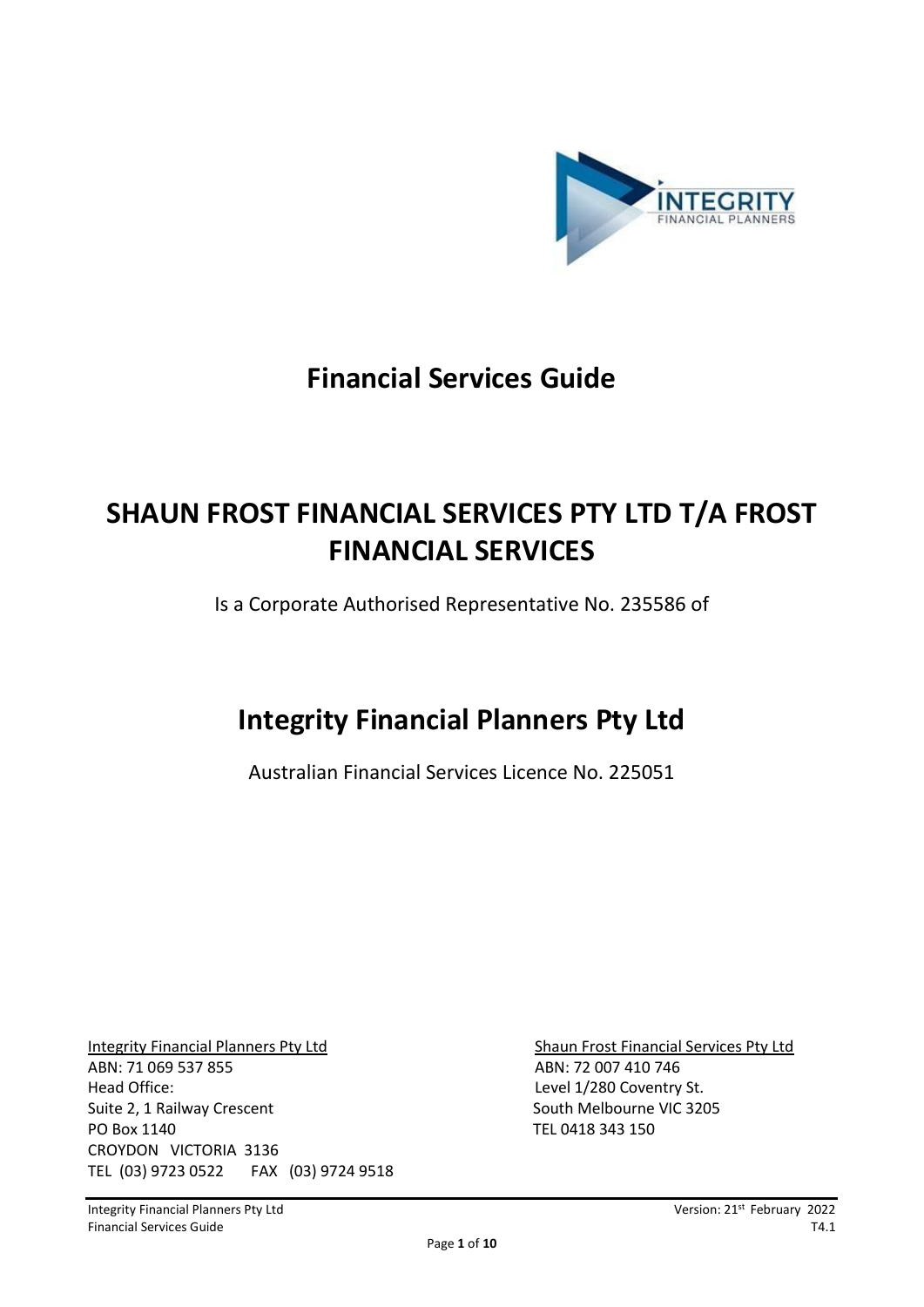# Financial Services Guide

# SHAUN FROST FINANCIAL SERVICES PTY LTD T/A FROST FINANCIAL SERVICES

Is a Corporate Authorised Representative No. 235586 of

# Integrity Financial Planners Pty Ltd

Australian Financial Services Licence No. 225051

Integrity Financial Planners Pty Ltd
ABN: 71 069 537 855
Head Office:
Suite 2, 1 Railway Crescent
PO Box 1140
CROYDON VICTORIA 3136
TEL (03) 9723 0522 FAX (03) 9724 9518

Shaun Frost Financial Services Pty Ltd
ABN: 72 007 410 746
Level 1/280 Coventry St.
South Melbourne VIC 3205
TEL 0418 343 150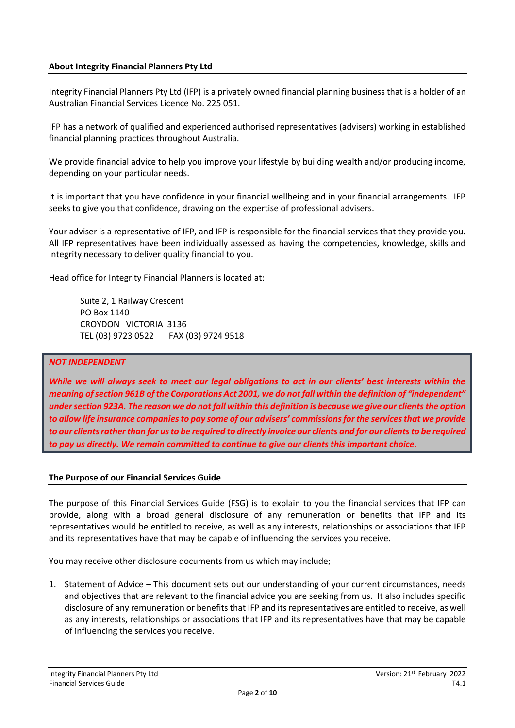## About Integrity Financial Planners Pty Ltd

Integrity Financial Planners Pty Ltd (IFP) is a privately owned financial planning business that is a holder of an Australian Financial Services Licence No. 225 051.

IFP has a network of qualified and experienced authorised representatives (advisers) working in established financial planning practices throughout Australia.

We provide financial advice to help you improve your lifestyle by building wealth and/or producing income, depending on your particular needs.

It is important that you have confidence in your financial wellbeing and in your financial arrangements. IFP seeks to give you that confidence, drawing on the expertise of professional advisers.

Your adviser is a representative of IFP, and IFP is responsible for the financial services that they provide you. All IFP representatives have been individually assessed as having the competencies, knowledge, skills and integrity necessary to deliver quality financial to you.

Head office for Integrity Financial Planners is located at:

Suite 2, 1 Railway Crescent
PO Box 1140
CROYDON VICTORIA 3136
TEL (03) 9723 0522 FAX (03) 9724 9518

***NOT INDEPENDENT***

***While we will always seek to meet our legal obligations to act in our clients' best interests within the meaning of section 961B of the Corporations Act 2001, we do not fall within the definition of "independent" under section 923A. The reason we do not fall within this definition is because we give our clients the option to allow life insurance companies to pay some of our advisers' commissions for the services that we provide to our clients rather than for us to be required to directly invoice our clients and for our clients to be required to pay us directly. We remain committed to continue to give our clients this important choice.***

## The Purpose of our Financial Services Guide

The purpose of this Financial Services Guide (FSG) is to explain to you the financial services that IFP can provide, along with a broad general disclosure of any remuneration or benefits that IFP and its representatives would be entitled to receive, as well as any interests, relationships or associations that IFP and its representatives have that may be capable of influencing the services you receive.

You may receive other disclosure documents from us which may include;

1. Statement of Advice – This document sets out our understanding of your current circumstances, needs and objectives that are relevant to the financial advice you are seeking from us. It also includes specific disclosure of any remuneration or benefits that IFP and its representatives are entitled to receive, as well as any interests, relationships or associations that IFP and its representatives have that may be capable of influencing the services you receive.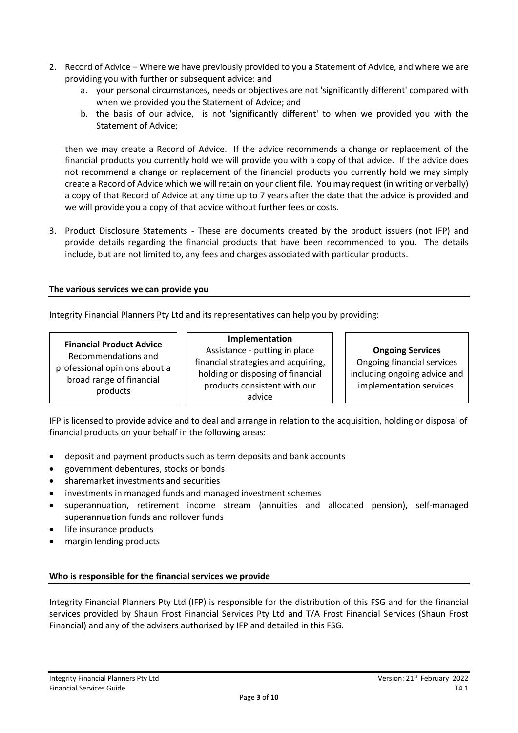2. Record of Advice – Where we have previously provided to you a Statement of Advice, and where we are providing you with further or subsequent advice: and
   a. your personal circumstances, needs or objectives are not 'significantly different' compared with when we provided you the Statement of Advice; and
   b. the basis of our advice, is not 'significantly different' to when we provided you with the Statement of Advice;

   then we may create a Record of Advice. If the advice recommends a change or replacement of the financial products you currently hold we will provide you with a copy of that advice. If the advice does not recommend a change or replacement of the financial products you currently hold we may simply create a Record of Advice which we will retain on your client file. You may request (in writing or verbally) a copy of that Record of Advice at any time up to 7 years after the date that the advice is provided and we will provide you a copy of that advice without further fees or costs.

3. Product Disclosure Statements - These are documents created by the product issuers (not IFP) and provide details regarding the financial products that have been recommended to you. The details include, but are not limited to, any fees and charges associated with particular products.

## The various services we can provide you

Integrity Financial Planners Pty Ltd and its representatives can help you by providing:

| **Financial Product Advice** | **Implementation** | **Ongoing Services** |
| --- | --- | --- |
| Recommendations and professional opinions about a broad range of financial products | Assistance - putting in place financial strategies and acquiring, holding or disposing of financial products consistent with our advice | Ongoing financial services including ongoing advice and implementation services. |

IFP is licensed to provide advice and to deal and arrange in relation to the acquisition, holding or disposal of financial products on your behalf in the following areas:

- deposit and payment products such as term deposits and bank accounts
- government debentures, stocks or bonds
- sharemarket investments and securities
- investments in managed funds and managed investment schemes
- superannuation, retirement income stream (annuities and allocated pension), self-managed superannuation funds and rollover funds
- life insurance products
- margin lending products

## Who is responsible for the financial services we provide

Integrity Financial Planners Pty Ltd (IFP) is responsible for the distribution of this FSG and for the financial services provided by Shaun Frost Financial Services Pty Ltd and T/A Frost Financial Services (Shaun Frost Financial) and any of the advisers authorised by IFP and detailed in this FSG.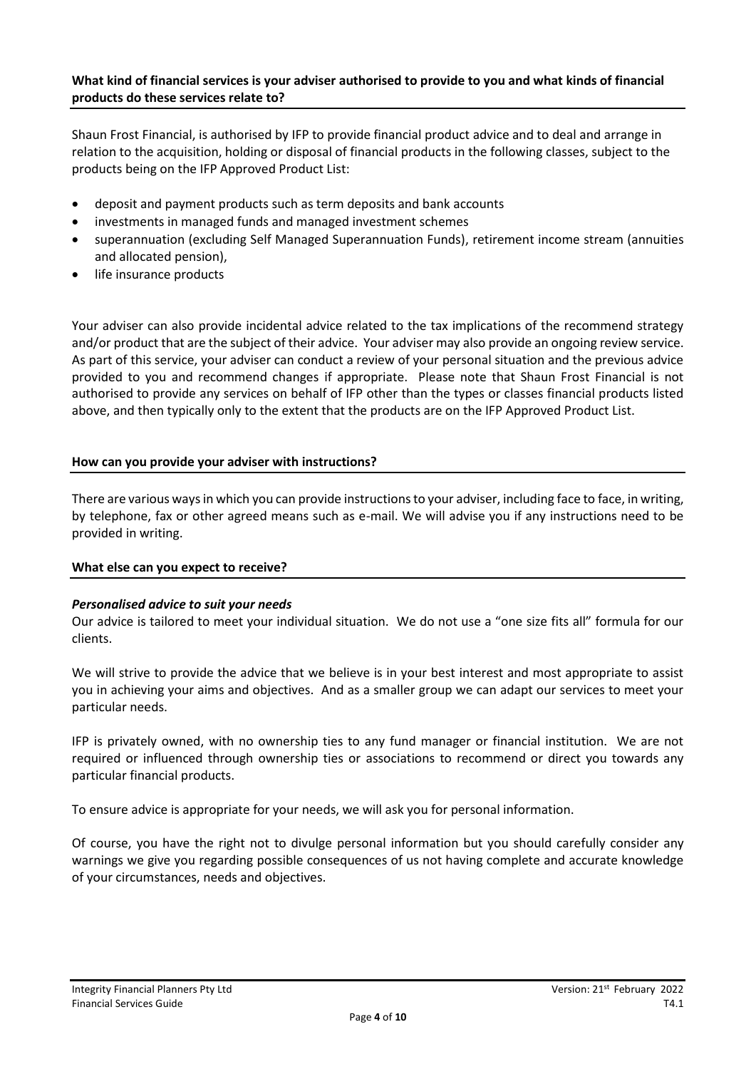## What kind of financial services is your adviser authorised to provide to you and what kinds of financial products do these services relate to?

Shaun Frost Financial, is authorised by IFP to provide financial product advice and to deal and arrange in relation to the acquisition, holding or disposal of financial products in the following classes, subject to the products being on the IFP Approved Product List:

- deposit and payment products such as term deposits and bank accounts
- investments in managed funds and managed investment schemes
- superannuation (excluding Self Managed Superannuation Funds), retirement income stream (annuities and allocated pension),
- life insurance products

Your adviser can also provide incidental advice related to the tax implications of the recommend strategy and/or product that are the subject of their advice. Your adviser may also provide an ongoing review service. As part of this service, your adviser can conduct a review of your personal situation and the previous advice provided to you and recommend changes if appropriate. Please note that Shaun Frost Financial is not authorised to provide any services on behalf of IFP other than the types or classes financial products listed above, and then typically only to the extent that the products are on the IFP Approved Product List.

## How can you provide your adviser with instructions?

There are various ways in which you can provide instructions to your adviser, including face to face, in writing, by telephone, fax or other agreed means such as e-mail. We will advise you if any instructions need to be provided in writing.

## What else can you expect to receive?

***Personalised advice to suit your needs***

Our advice is tailored to meet your individual situation. We do not use a "one size fits all" formula for our clients.

We will strive to provide the advice that we believe is in your best interest and most appropriate to assist you in achieving your aims and objectives. And as a smaller group we can adapt our services to meet your particular needs.

IFP is privately owned, with no ownership ties to any fund manager or financial institution. We are not required or influenced through ownership ties or associations to recommend or direct you towards any particular financial products.

To ensure advice is appropriate for your needs, we will ask you for personal information.

Of course, you have the right not to divulge personal information but you should carefully consider any warnings we give you regarding possible consequences of us not having complete and accurate knowledge of your circumstances, needs and objectives.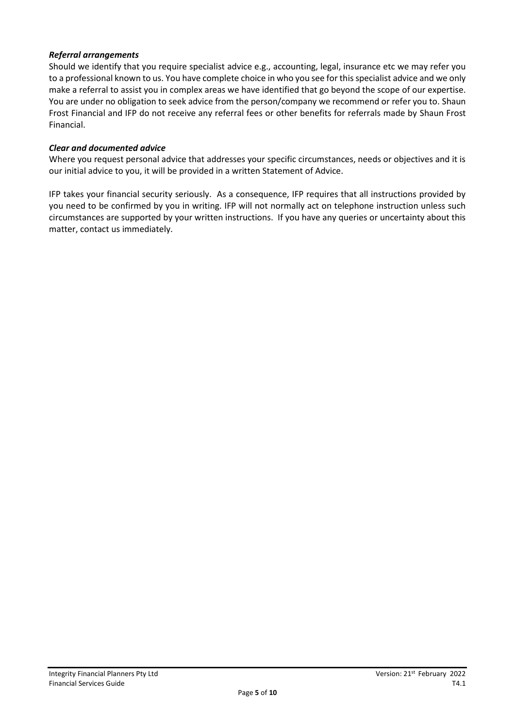***Referral arrangements***

Should we identify that you require specialist advice e.g., accounting, legal, insurance etc we may refer you to a professional known to us. You have complete choice in who you see for this specialist advice and we only make a referral to assist you in complex areas we have identified that go beyond the scope of our expertise. You are under no obligation to seek advice from the person/company we recommend or refer you to. Shaun Frost Financial and IFP do not receive any referral fees or other benefits for referrals made by Shaun Frost Financial.

***Clear and documented advice***

Where you request personal advice that addresses your specific circumstances, needs or objectives and it is our initial advice to you, it will be provided in a written Statement of Advice.

IFP takes your financial security seriously. As a consequence, IFP requires that all instructions provided by you need to be confirmed by you in writing. IFP will not normally act on telephone instruction unless such circumstances are supported by your written instructions. If you have any queries or uncertainty about this matter, contact us immediately.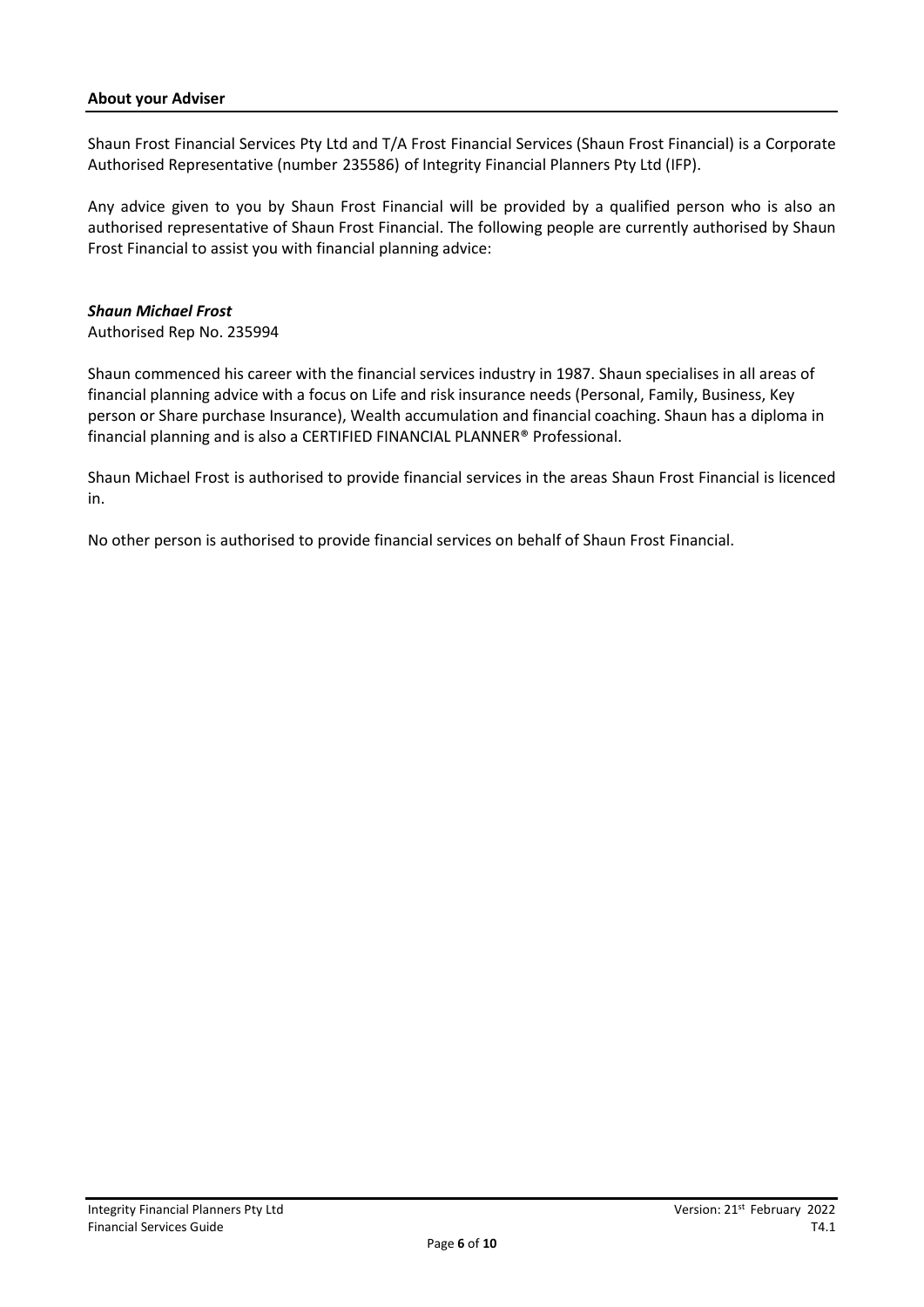## About your Adviser

Shaun Frost Financial Services Pty Ltd and T/A Frost Financial Services (Shaun Frost Financial) is a Corporate Authorised Representative (number 235586) of Integrity Financial Planners Pty Ltd (IFP).

Any advice given to you by Shaun Frost Financial will be provided by a qualified person who is also an authorised representative of Shaun Frost Financial. The following people are currently authorised by Shaun Frost Financial to assist you with financial planning advice:

***Shaun Michael Frost***
Authorised Rep No. 235994

Shaun commenced his career with the financial services industry in 1987. Shaun specialises in all areas of financial planning advice with a focus on Life and risk insurance needs (Personal, Family, Business, Key person or Share purchase Insurance), Wealth accumulation and financial coaching. Shaun has a diploma in financial planning and is also a CERTIFIED FINANCIAL PLANNER® Professional.

Shaun Michael Frost is authorised to provide financial services in the areas Shaun Frost Financial is licenced in.

No other person is authorised to provide financial services on behalf of Shaun Frost Financial.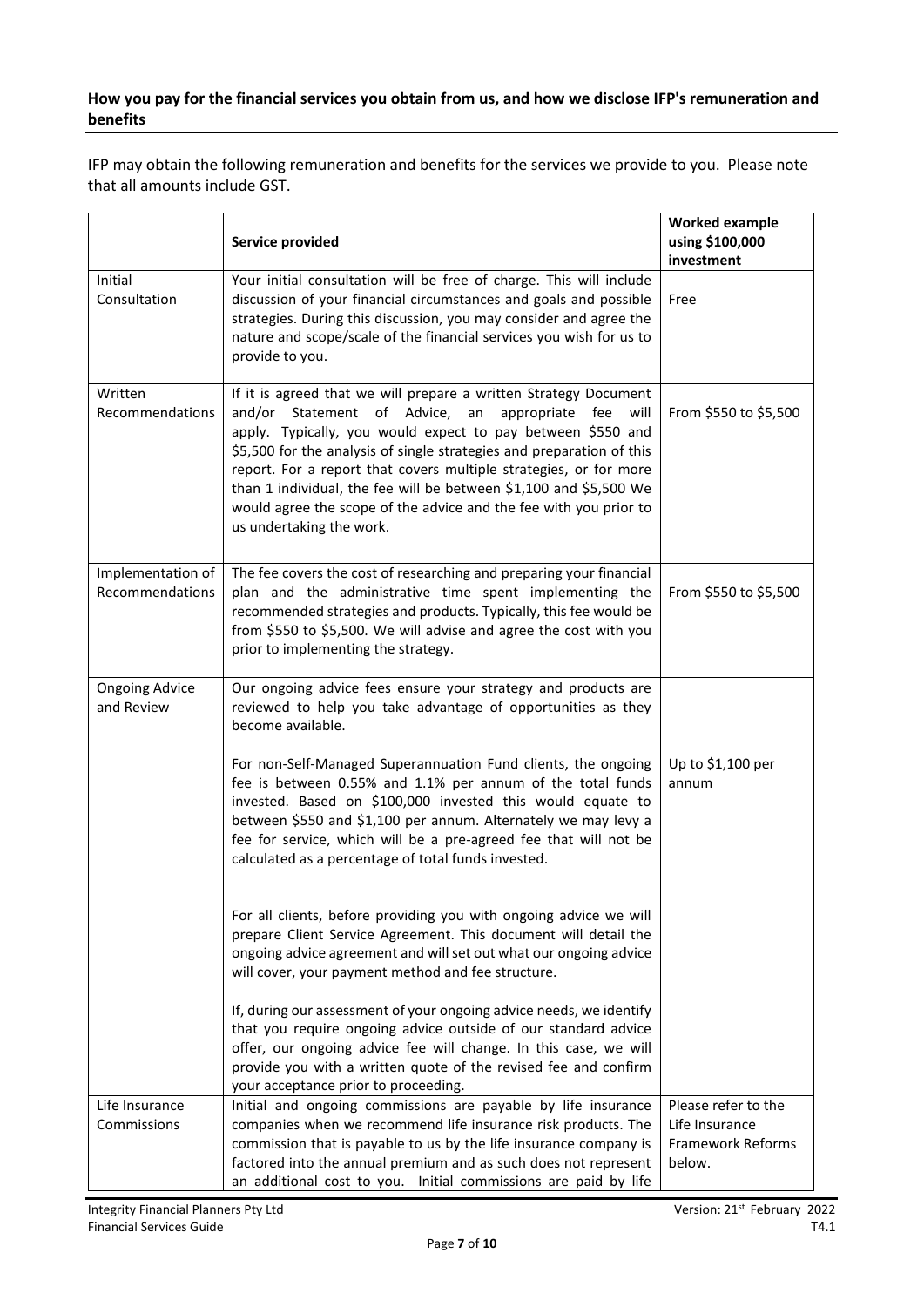**How you pay for the financial services you obtain from us, and how we disclose IFP's remuneration and benefits**

IFP may obtain the following remuneration and benefits for the services we provide to you. Please note that all amounts include GST.

| | **Service provided** | **Worked example using $100,000 investment** |
|---|---|---|
| Initial Consultation | Your initial consultation will be free of charge. This will include discussion of your financial circumstances and goals and possible strategies. During this discussion, you may consider and agree the nature and scope/scale of the financial services you wish for us to provide to you. | Free |
| Written Recommendations | If it is agreed that we will prepare a written Strategy Document and/or Statement of Advice, an appropriate fee will apply. Typically, you would expect to pay between $550 and $5,500 for the analysis of single strategies and preparation of this report. For a report that covers multiple strategies, or for more than 1 individual, the fee will be between $1,100 and $5,500 We would agree the scope of the advice and the fee with you prior to us undertaking the work. | From $550 to $5,500 |
| Implementation of Recommendations | The fee covers the cost of researching and preparing your financial plan and the administrative time spent implementing the recommended strategies and products. Typically, this fee would be from $550 to $5,500. We will advise and agree the cost with you prior to implementing the strategy. | From $550 to $5,500 |
| Ongoing Advice and Review | Our ongoing advice fees ensure your strategy and products are reviewed to help you take advantage of opportunities as they become available.<br><br>For non-Self-Managed Superannuation Fund clients, the ongoing fee is between 0.55% and 1.1% per annum of the total funds invested. Based on $100,000 invested this would equate to between $550 and $1,100 per annum. Alternately we may levy a fee for service, which will be a pre-agreed fee that will not be calculated as a percentage of total funds invested.<br><br>For all clients, before providing you with ongoing advice we will prepare Client Service Agreement. This document will detail the ongoing advice agreement and will set out what our ongoing advice will cover, your payment method and fee structure.<br><br>If, during our assessment of your ongoing advice needs, we identify that you require ongoing advice outside of our standard advice offer, our ongoing advice fee will change. In this case, we will provide you with a written quote of the revised fee and confirm your acceptance prior to proceeding. | Up to $1,100 per annum |
| Life Insurance Commissions | Initial and ongoing commissions are payable by life insurance companies when we recommend life insurance risk products. The commission that is payable to us by the life insurance company is factored into the annual premium and as such does not represent an additional cost to you. Initial commissions are paid by life | Please refer to the Life Insurance Framework Reforms below. |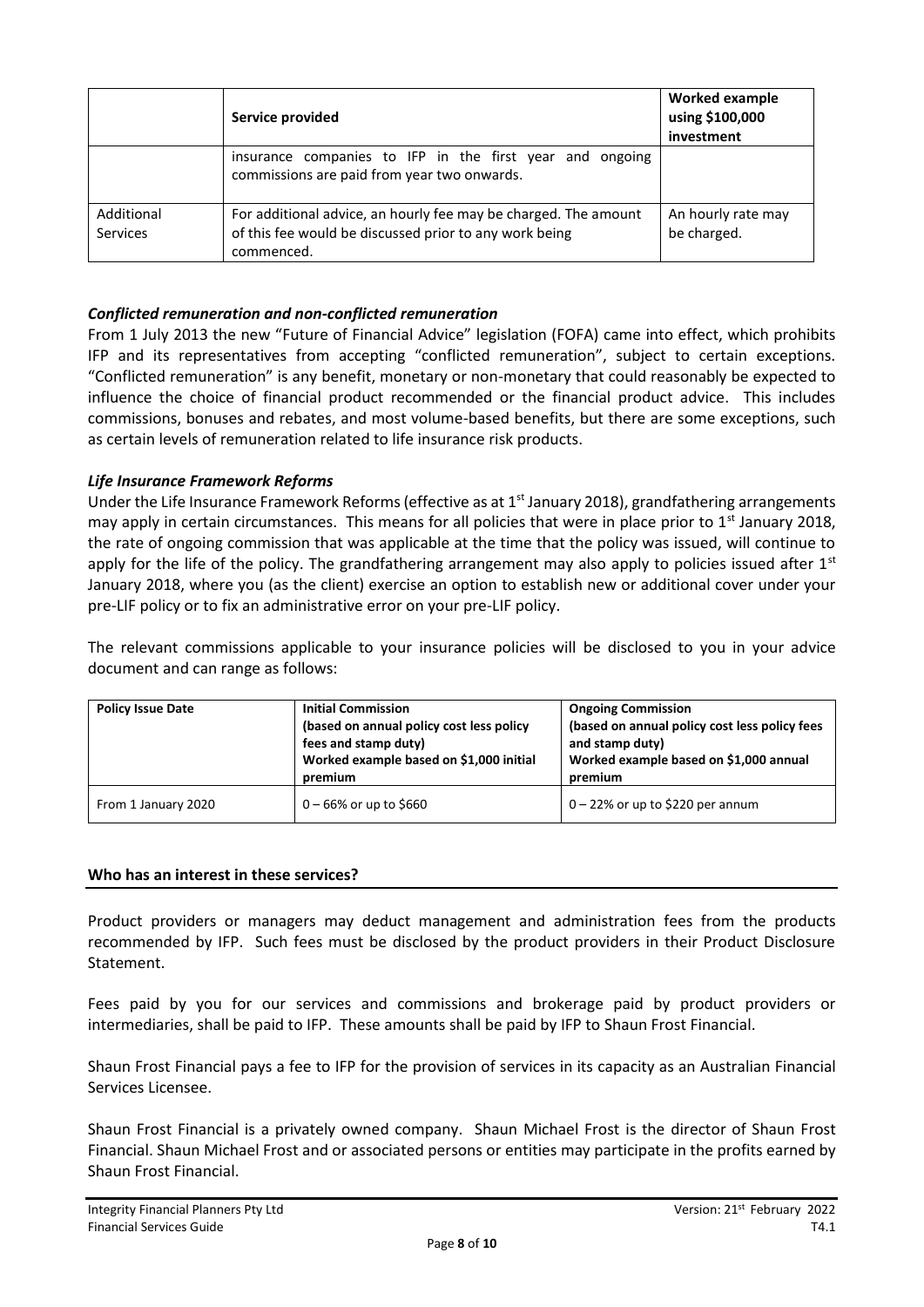| | Service provided | Worked example using $100,000 investment |
|---|---|---|
| | insurance companies to IFP in the first year and ongoing commissions are paid from year two onwards. | |
| Additional Services | For additional advice, an hourly fee may be charged. The amount of this fee would be discussed prior to any work being commenced. | An hourly rate may be charged. |

### *Conflicted remuneration and non-conflicted remuneration*

From 1 July 2013 the new "Future of Financial Advice" legislation (FOFA) came into effect, which prohibits IFP and its representatives from accepting "conflicted remuneration", subject to certain exceptions. "Conflicted remuneration" is any benefit, monetary or non-monetary that could reasonably be expected to influence the choice of financial product recommended or the financial product advice. This includes commissions, bonuses and rebates, and most volume-based benefits, but there are some exceptions, such as certain levels of remuneration related to life insurance risk products.

### *Life Insurance Framework Reforms*

Under the Life Insurance Framework Reforms (effective as at 1st January 2018), grandfathering arrangements may apply in certain circumstances. This means for all policies that were in place prior to 1st January 2018, the rate of ongoing commission that was applicable at the time that the policy was issued, will continue to apply for the life of the policy. The grandfathering arrangement may also apply to policies issued after 1st January 2018, where you (as the client) exercise an option to establish new or additional cover under your pre-LIF policy or to fix an administrative error on your pre-LIF policy.

The relevant commissions applicable to your insurance policies will be disclosed to you in your advice document and can range as follows:

| Policy Issue Date | Initial Commission (based on annual policy cost less policy fees and stamp duty) Worked example based on $1,000 initial premium | Ongoing Commission (based on annual policy cost less policy fees and stamp duty) Worked example based on $1,000 annual premium |
|---|---|---|
| From 1 January 2020 | 0 – 66% or up to $660 | 0 – 22% or up to $220 per annum |

## Who has an interest in these services?

Product providers or managers may deduct management and administration fees from the products recommended by IFP. Such fees must be disclosed by the product providers in their Product Disclosure Statement.

Fees paid by you for our services and commissions and brokerage paid by product providers or intermediaries, shall be paid to IFP. These amounts shall be paid by IFP to Shaun Frost Financial.

Shaun Frost Financial pays a fee to IFP for the provision of services in its capacity as an Australian Financial Services Licensee.

Shaun Frost Financial is a privately owned company. Shaun Michael Frost is the director of Shaun Frost Financial. Shaun Michael Frost and or associated persons or entities may participate in the profits earned by Shaun Frost Financial.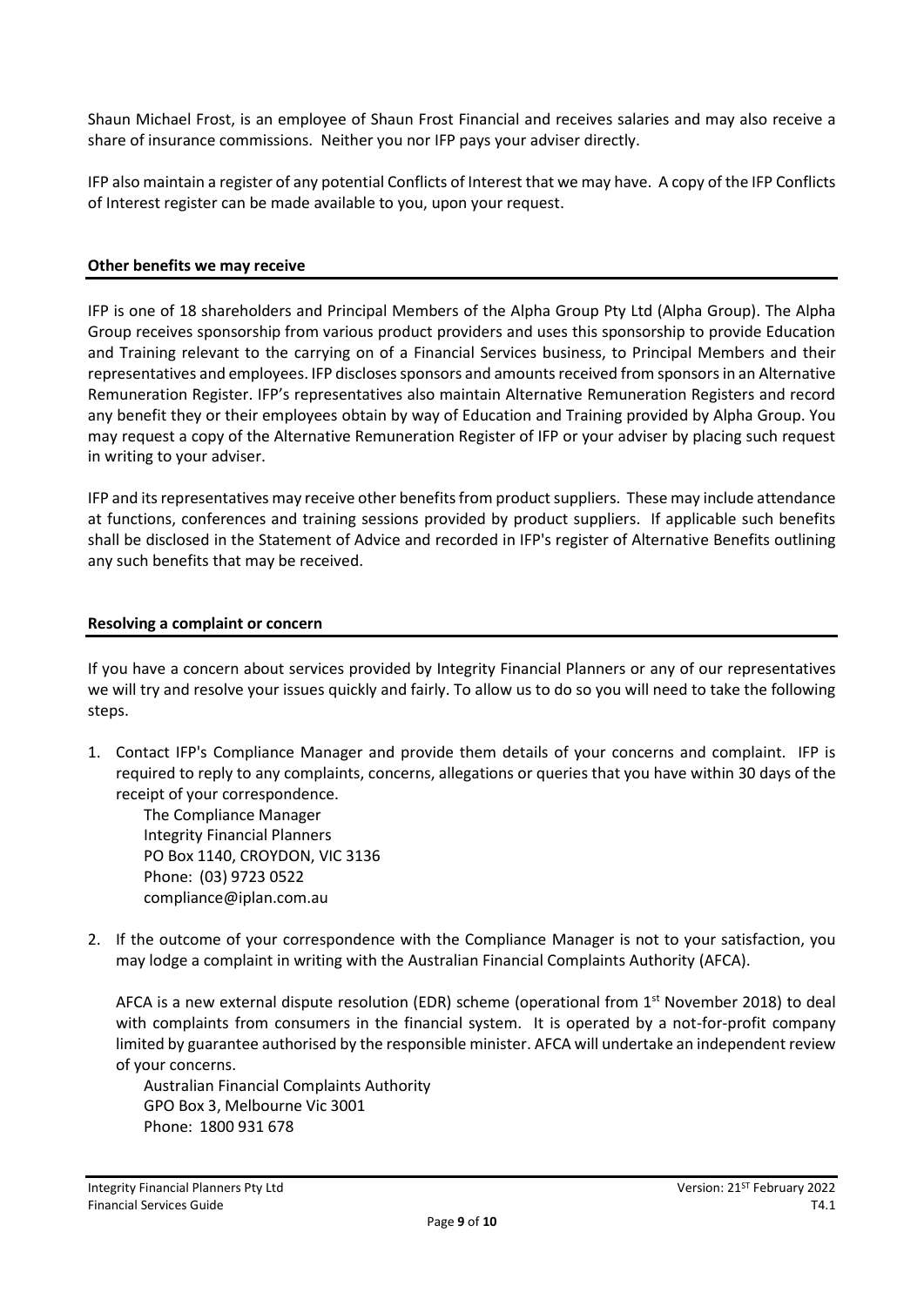Shaun Michael Frost, is an employee of Shaun Frost Financial and receives salaries and may also receive a share of insurance commissions. Neither you nor IFP pays your adviser directly.

IFP also maintain a register of any potential Conflicts of Interest that we may have. A copy of the IFP Conflicts of Interest register can be made available to you, upon your request.

## Other benefits we may receive

IFP is one of 18 shareholders and Principal Members of the Alpha Group Pty Ltd (Alpha Group). The Alpha Group receives sponsorship from various product providers and uses this sponsorship to provide Education and Training relevant to the carrying on of a Financial Services business, to Principal Members and their representatives and employees. IFP discloses sponsors and amounts received from sponsors in an Alternative Remuneration Register. IFP's representatives also maintain Alternative Remuneration Registers and record any benefit they or their employees obtain by way of Education and Training provided by Alpha Group. You may request a copy of the Alternative Remuneration Register of IFP or your adviser by placing such request in writing to your adviser.

IFP and its representatives may receive other benefits from product suppliers. These may include attendance at functions, conferences and training sessions provided by product suppliers. If applicable such benefits shall be disclosed in the Statement of Advice and recorded in IFP's register of Alternative Benefits outlining any such benefits that may be received.

## Resolving a complaint or concern

If you have a concern about services provided by Integrity Financial Planners or any of our representatives we will try and resolve your issues quickly and fairly. To allow us to do so you will need to take the following steps.

1. Contact IFP's Compliance Manager and provide them details of your concerns and complaint. IFP is required to reply to any complaints, concerns, allegations or queries that you have within 30 days of the receipt of your correspondence.

   The Compliance Manager
   Integrity Financial Planners
   PO Box 1140, CROYDON, VIC 3136
   Phone: (03) 9723 0522
   compliance@iplan.com.au

2. If the outcome of your correspondence with the Compliance Manager is not to your satisfaction, you may lodge a complaint in writing with the Australian Financial Complaints Authority (AFCA).

   AFCA is a new external dispute resolution (EDR) scheme (operational from 1st November 2018) to deal with complaints from consumers in the financial system. It is operated by a not-for-profit company limited by guarantee authorised by the responsible minister. AFCA will undertake an independent review of your concerns.

   Australian Financial Complaints Authority
   GPO Box 3, Melbourne Vic 3001
   Phone: 1800 931 678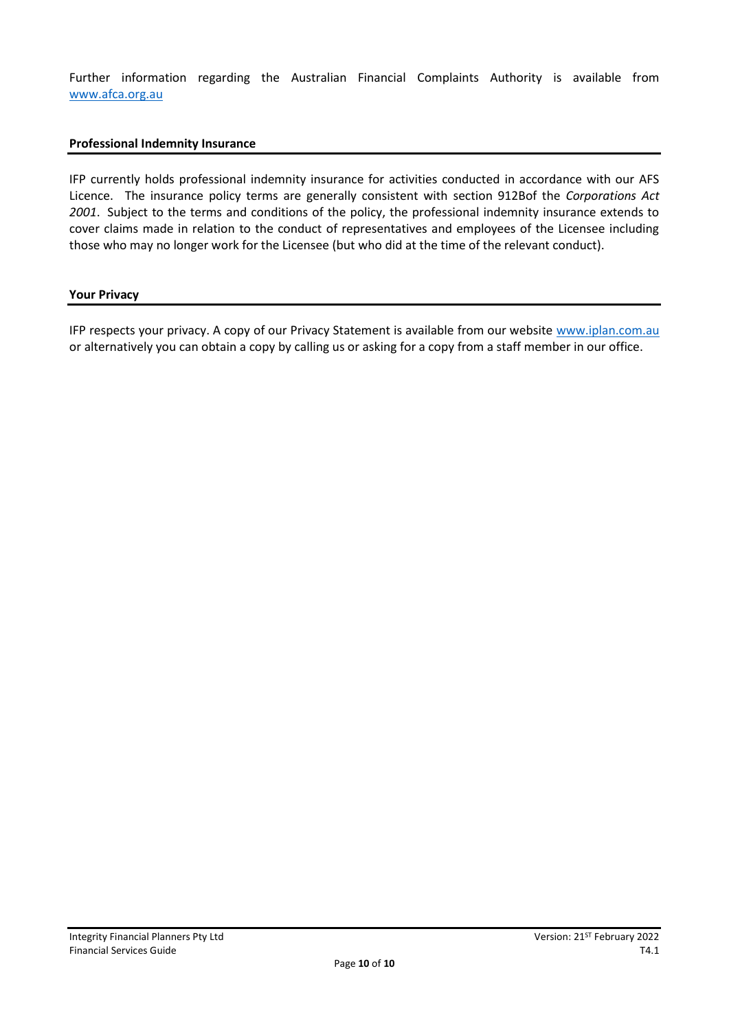Further information regarding the Australian Financial Complaints Authority is available from [www.afca.org.au](http://www.afca.org.au)

**Professional Indemnity Insurance**

IFP currently holds professional indemnity insurance for activities conducted in accordance with our AFS Licence. The insurance policy terms are generally consistent with section 912Bof the *Corporations Act 2001*. Subject to the terms and conditions of the policy, the professional indemnity insurance extends to cover claims made in relation to the conduct of representatives and employees of the Licensee including those who may no longer work for the Licensee (but who did at the time of the relevant conduct).

**Your Privacy**

IFP respects your privacy. A copy of our Privacy Statement is available from our website [www.iplan.com.au](http://www.iplan.com.au) or alternatively you can obtain a copy by calling us or asking for a copy from a staff member in our office.